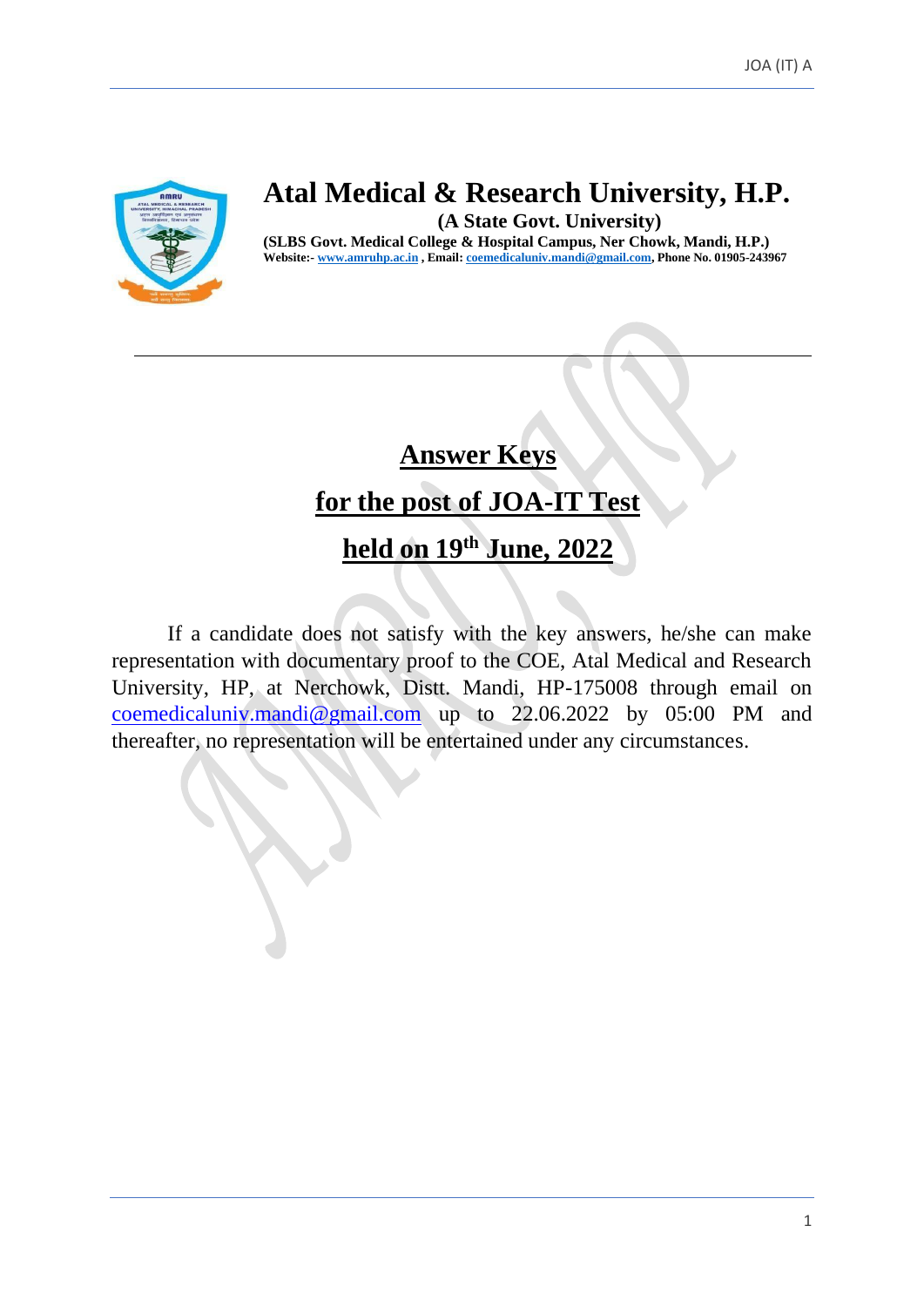# Atal Medical & Research University, H.P.

**(A State Govt. University)**

**(SLBS Govt. Medical College & Hospital Campus, Ner Chowk, Mandi, H.P.)**
**Website:- www.amruhp.ac.in , Email: coemedicaluniv.mandi@gmail.com, Phone No. 01905-243967**

---

## Answer Keys

## for the post of JOA-IT Test

## held on 19th June, 2022

If a candidate does not satisfy with the key answers, he/she can make representation with documentary proof to the COE, Atal Medical and Research University, HP, at Nerchowk, Distt. Mandi, HP-175008 through email on coemedicaluniv.mandi@gmail.com up to 22.06.2022 by 05:00 PM and thereafter, no representation will be entertained under any circumstances.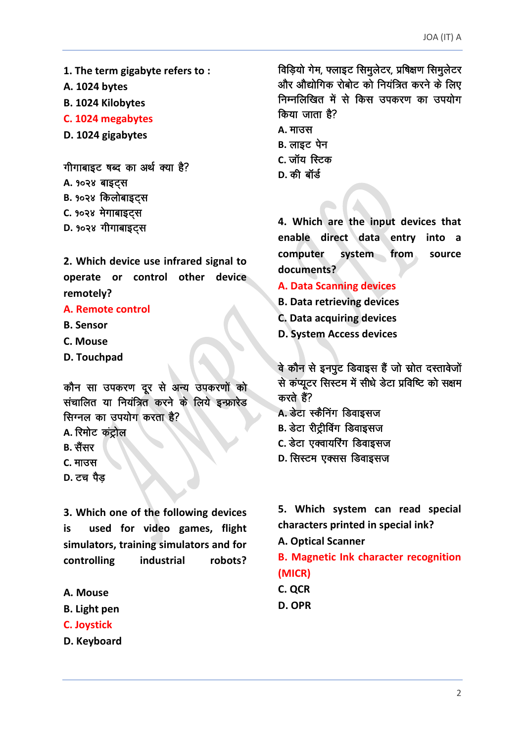**1. The term gigabyte refers to :**

**A. 1024 bytes**

**B. 1024 Kilobytes**

**C. 1024 megabytes**

**D. 1024 gigabytes**

गीगाबाइट षब्द का अर्थ क्या है?

A. १०२४ बाइट्स

B. १०२४ किलोबाइट्स

C. १०२४ मेगाबाइट्स

D. १०२४ गीगाबाइट्स

**2. Which device use infrared signal to operate or control other device remotely?**

**A. Remote control**

**B. Sensor**

**C. Mouse**

**D. Touchpad**

कौन सा उपकरण दूर से अन्य उपकरणों को संचालित या नियंत्रित करने के लिये इन्फ्रारेड सिग्नल का उपयोग करता है?

A. रिमोट कंट्रोल

B. सैंसर

C. माउस

D. टच पैड़

**3. Which one of the following devices is used for video games, flight simulators, training simulators and for controlling industrial robots?**

**A. Mouse**

**B. Light pen**

**C. Joystick**

**D. Keyboard**

विड़ियो गेम, फ्लाइट सिमुलेटर, प्रषिक्षण सिमुलेटर और औद्योगिक रोबोट को नियंत्रित करने के लिए निम्नलिखित में से किस उपकरण का उपयोग किया जाता है?

A. माउस

B. लाइट पेन

C. जॉय स्टिक

D. की बॉर्ड

**4. Which are the input devices that enable direct data entry into a computer system from source documents?**

**A. Data Scanning devices**

**B. Data retrieving devices**

**C. Data acquiring devices**

**D. System Access devices**

वे कौन से इनपुट डिवाइस हैं जो स्रोत दस्तावेजों से कंप्यूटर सिस्टम में सीधे डेटा प्रविष्टि को सक्षम करते हैं?

A. डेटा स्कैनिंग डिवाइसज

B. डेटा रीट्रीविंग डिवाइसज

C. डेटा एक्वायरिंग डिवाइसज

D. सिस्टम एक्सस डिवाइसज

**5. Which system can read special characters printed in special ink?**

**A. Optical Scanner**

**B. Magnetic Ink character recognition (MICR)**

**C. QCR**

**D. OPR**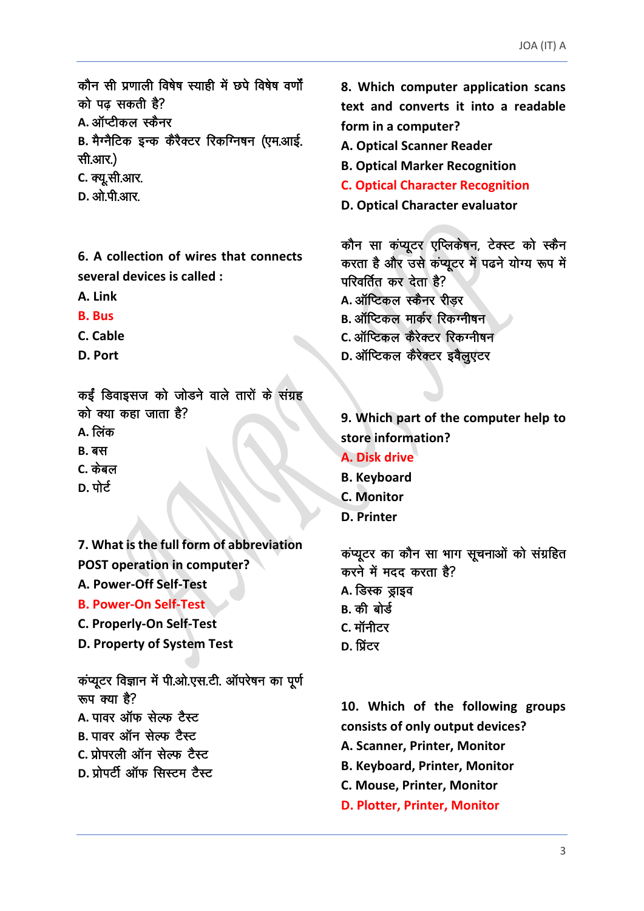कौन सी प्रणाली विषेष स्याही में छपे विषेष वर्णों को पढ़ सकती है?

A. ऑप्टीकल स्कैनर

B. मैग्नैटिक इन्क कैरैक्टर रिकग्निषन (एम.आई.सी.आर.)

C. क्यू.सी.आर.

D. ओ.पी.आर.

**6. A collection of wires that connects several devices is called :**

**A. Link**

**B. Bus**

**C. Cable**

**D. Port**

कईं डिवाइसज को जोडने वाले तारों के संग्रह को क्या कहा जाता है?

A. लिंक

B. बस

C. केबल

D. पोर्ट

**7. What is the full form of abbreviation POST operation in computer?**

**A. Power-Off Self-Test**

**B. Power-On Self-Test**

**C. Properly-On Self-Test**

**D. Property of System Test**

कंप्यूटर विज्ञान में पी.ओ.एस.टी. ऑपरेषन का पूर्ण रूप क्या है?

A. पावर ऑफ सेल्फ टैस्ट

B. पावर ऑन सेल्फ टैस्ट

C. प्रोपरली ऑन सेल्फ टैस्ट

D. प्रोपर्टी ऑफ सिस्टम टैस्ट

**8. Which computer application scans text and converts it into a readable form in a computer?**

**A. Optical Scanner Reader**

**B. Optical Marker Recognition**

**C. Optical Character Recognition**

**D. Optical Character evaluator**

कौन सा कंप्यूटर एप्लिकेषन, टेक्स्ट को स्कैन करता है और उसे कंप्यूटर में पढने योग्य रूप में परिवर्तित कर देता है?

A. ऑप्टिकल स्कैनर रीड़र

B. ऑप्टिकल मार्कर रिकग्नीषन

C. ऑप्टिकल कैरेक्टर रिकग्नीषन

D. ऑप्टिकल कैरेक्टर इवैलुएटर

**9. Which part of the computer help to store information?**

**A. Disk drive**

**B. Keyboard**

**C. Monitor**

**D. Printer**

कंप्यूटर का कौन सा भाग सूचनाओं को संग्रहित करने में मदद करता है?

A. डिस्क ड्राइव

B. की बोर्ड

C. मॉनीटर

D. प्रिंटर

**10. Which of the following groups consists of only output devices?**

**A. Scanner, Printer, Monitor**

**B. Keyboard, Printer, Monitor**

**C. Mouse, Printer, Monitor**

**D. Plotter, Printer, Monitor**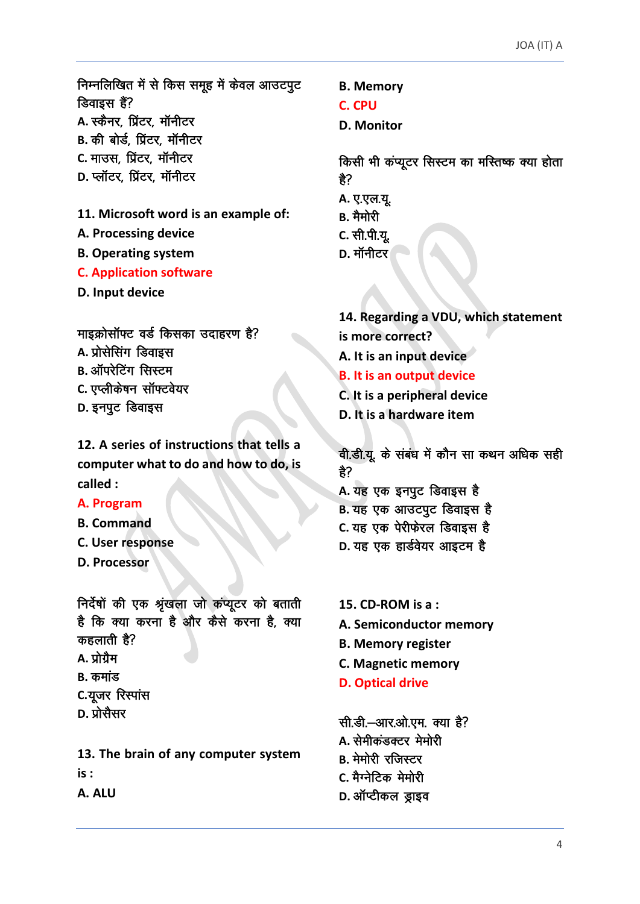निम्नलिखित में से किस समूह में केवल आउटपुट डिवाइस हैं?

A. स्कैनर, प्रिंटर, मॉनीटर

B. की बोर्ड, प्रिंटर, मॉनीटर

C. माउस, प्रिंटर, मॉनीटर

D. प्लॉटर, प्रिंटर, मॉनीटर

**11. Microsoft word is an example of:**

**A. Processing device**

**B. Operating system**

**C. Application software**

**D. Input device**

माइक्रोसॉफ्ट वर्ड किसका उदाहरण है?

A. प्रोसेसिंग डिवाइस

B. ऑपरेटिंग सिस्टम

C. एप्लीकेषन सॉफ्टवेयर

D. इनपुट डिवाइस

**12. A series of instructions that tells a computer what to do and how to do, is called :**

**A. Program**

**B. Command**

**C. User response**

**D. Processor**

निर्देषों की एक श्रृंखला जो कंप्यूटर को बताती है कि क्या करना है और कैसे करना है, क्या कहलाती है?

A. प्रोग्रैम

B. कमांड

C.यूजर रिस्पांस

D. प्रोसैसर

**13. The brain of any computer system is :**

**A. ALU**

**B. Memory**

**C. CPU**

**D. Monitor**

किसी भी कंप्यूटर सिस्टम का मस्तिष्क क्या होता है?

A. ए.एल.यू.

B. मैमोरी

C. सी.पी.यू.

D. मॉनीटर

**14. Regarding a VDU, which statement is more correct?**

**A. It is an input device**

**B. It is an output device**

**C. It is a peripheral device**

**D. It is a hardware item**

वी.डी.यू. के संबंध में कौन सा कथन अधिक सही है?

A. यह एक इनपुट डिवाइस है

B. यह एक आउटपुट डिवाइस है

C. यह एक पेरीफेरल डिवाइस है

D. यह एक हार्डवेयर आइटम है

**15. CD-ROM is a :**

**A. Semiconductor memory**

**B. Memory register**

**C. Magnetic memory**

**D. Optical drive**

सी.डी.–आर.ओ.एम. क्या है?

A. सेमीकंडक्टर मेमोरी

B. मेमोरी रजिस्टर

C. मैग्नेटिक मेमोरी

D. ऑप्टीकल ड्राइव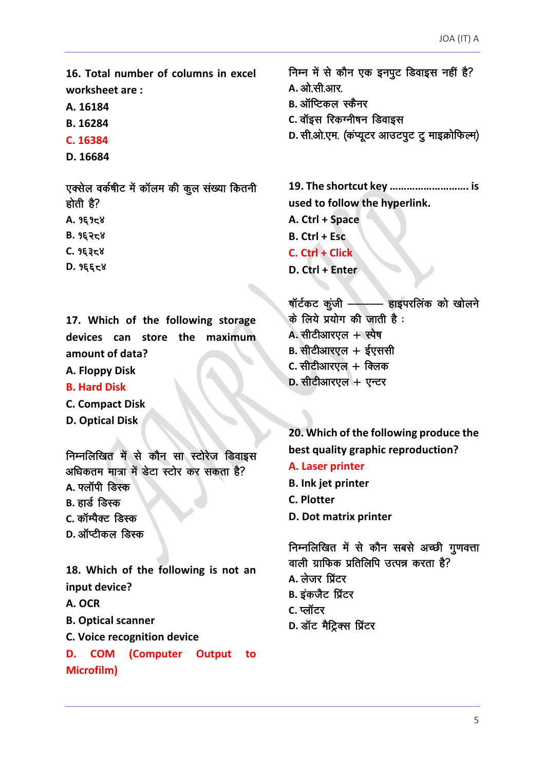**16. Total number of columns in excel worksheet are :**

**A. 16184**

**B. 16284**

**C. 16384**

**D. 16684**

एक्सेल वर्कषीट में कॉलम की कुल संख्या कितनी होती है?

A. १६१८४

B. १६२८४

C. १६३८४

D. १६६८४

**17. Which of the following storage devices can store the maximum amount of data?**

**A. Floppy Disk**

**B. Hard Disk**

**C. Compact Disk**

**D. Optical Disk**

निम्नलिखित में से कौन सा स्टोरेज डिवाइस अधिकतम मात्रा में डेटा स्टोर कर सकता है?

A. फ्लॉपी डिस्क

B. हार्ड डिस्क

C. कॉम्पैक्ट डिस्क

D. ऑप्टीकल डिस्क

**18. Which of the following is not an input device?**

**A. OCR**

**B. Optical scanner**

**C. Voice recognition device**

**D. COM (Computer Output to Microfilm)**

निम्न में से कौन एक इनपुट डिवाइस नहीं है?

A. ओ.सी.आर.

B. ऑप्टिकल स्कैनर

C. वॉइस रिकग्नीषन डिवाइस

D. सी.ओ.एम. (कंप्यूटर आउटपुट टु माइक्रोफिल्म)

**19. The shortcut key ......................... is used to follow the hyperlink.**

**A. Ctrl + Space**

**B. Ctrl + Esc**

**C. Ctrl + Click**

**D. Ctrl + Enter**

षॉर्टकट कुंजी ——— हाइपरलिंक को खोलने के लिये प्रयोग की जाती है :

A. सीटीआरएल + स्पेष

B. सीटीआरएल + ईएससी

C. सीटीआरएल + क्लिक

D. सीटीआरएल + एन्टर

**20. Which of the following produce the best quality graphic reproduction?**

**A. Laser printer**

**B. Ink jet printer**

**C. Plotter**

**D. Dot matrix printer**

निम्नलिखित में से कौन सबसे अच्छी गुणवत्ता वाली ग्राफिक प्रतिलिपि उत्पन्न करता है?

A. लेजर प्रिंटर

B. इंकजैट प्रिंटर

C. प्लॉटर

D. डॉट मैट्रिक्स प्रिंटर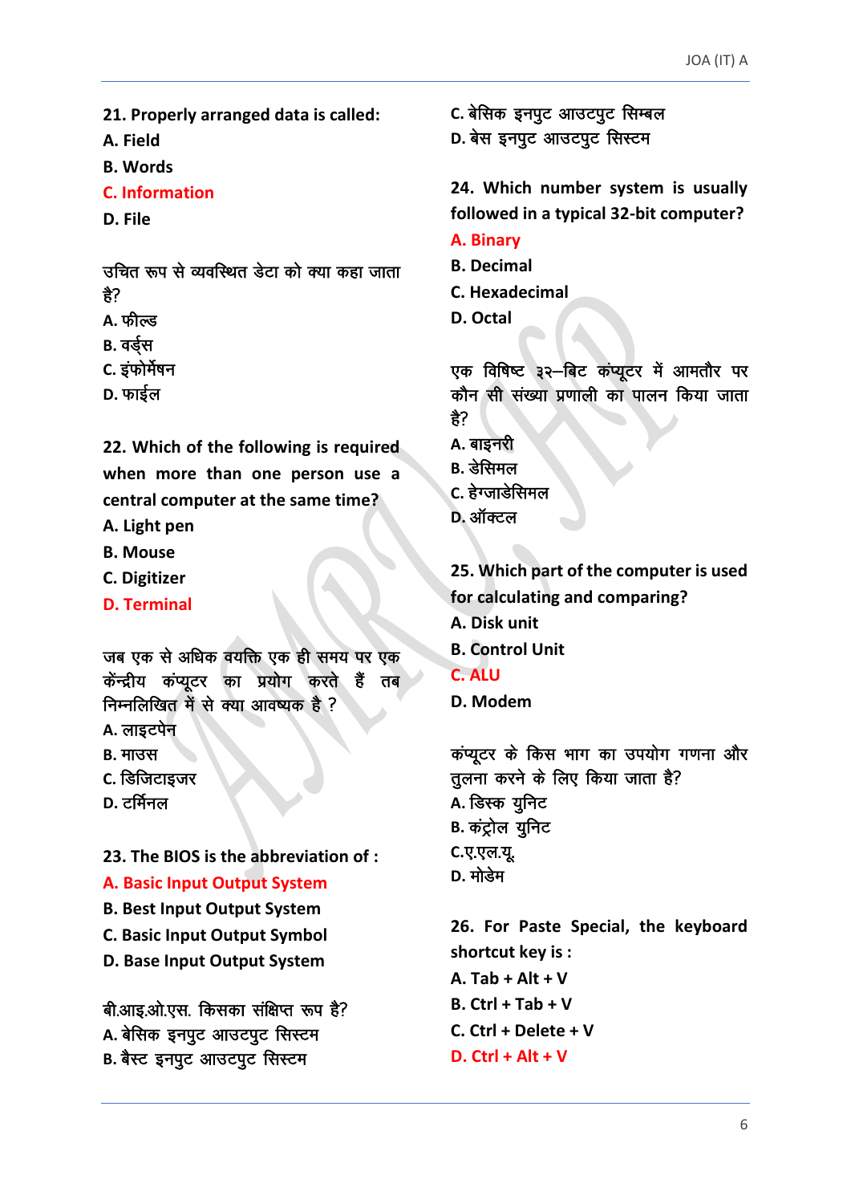**21. Properly arranged data is called:**

**A. Field**

**B. Words**

**C. Information**

**D. File**

उचित रूप से व्यवस्थित डेटा को क्या कहा जाता है?

A. फील्ड

B. वर्ड्स

C. इंफोर्मेषन

D. फाईल

**22. Which of the following is required when more than one person use a central computer at the same time?**

**A. Light pen**

**B. Mouse**

**C. Digitizer**

**D. Terminal**

जब एक से अधिक वयक्ति एक ही समय पर एक केंन्द्रीय कंप्यूटर का प्रयोग करते हैं तब निम्नलिखित में से क्या आवष्यक है ?

A. लाइटपेन

B. माउस

C. डिजिटाइजर

D. टर्मिनल

**23. The BIOS is the abbreviation of :**

**A. Basic Input Output System**

**B. Best Input Output System**

**C. Basic Input Output Symbol**

**D. Base Input Output System**

बी.आइ.ओ.एस. किसका संक्षिप्त रूप है?

A. बेसिक इनपुट आउटपुट सिस्टम

B. बैस्ट इनपुट आउटपुट सिस्टम

C. बेसिक इनपुट आउटपुट सिम्बल

D. बेस इनपुट आउटपुट सिस्टम

**24. Which number system is usually followed in a typical 32-bit computer?**

**A. Binary**

**B. Decimal**

**C. Hexadecimal**

**D. Octal**

एक विषिष्ट ३२–बिट कंप्यूटर में आमतौर पर कौन सी संख्या प्रणाली का पालन किया जाता है?

A. बाइनरी

B. डेसिमल

C. हेग्जाडेसिमल

D. ऑक्टल

**25. Which part of the computer is used for calculating and comparing?**

**A. Disk unit**

**B. Control Unit**

**C. ALU**

**D. Modem**

कंप्यूटर के किस भाग का उपयोग गणना और तुलना करने के लिए किया जाता है?

A. डिस्क युनिट

B. कंट्रोल युनिट

C.ए.एल.यू.

D. मोडेम

**26. For Paste Special, the keyboard shortcut key is :**

**A. Tab + Alt + V**

**B. Ctrl + Tab + V**

**C. Ctrl + Delete + V**

**D. Ctrl + Alt + V**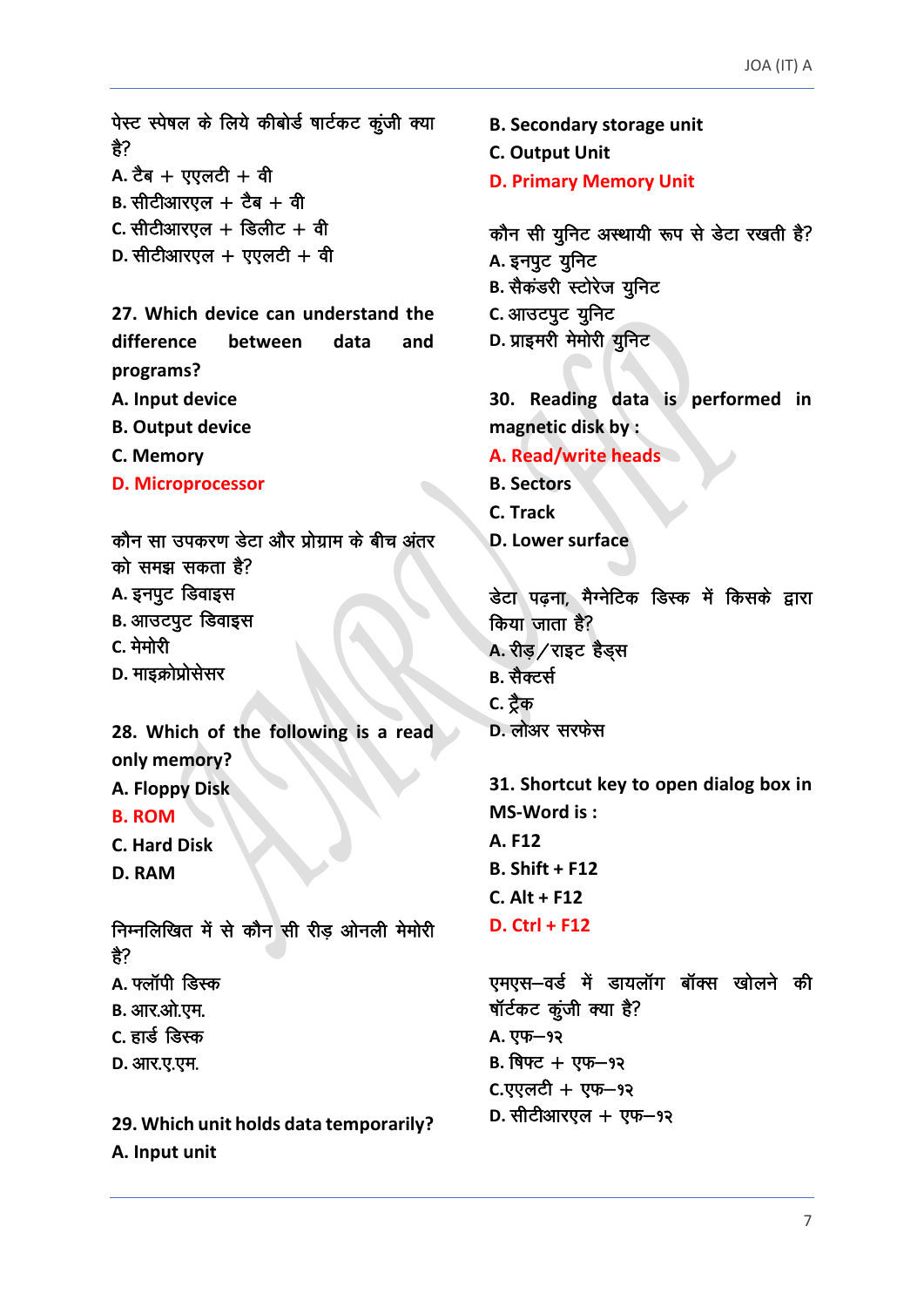पेस्ट स्पेषल के लिये कीबोर्ड षार्टकट कुंजी क्या है?

A. टैब + एएलटी + वी

B. सीटीआरएल + टैब + वी

C. सीटीआरएल + डिलीट + वी

D. सीटीआरएल + एएलटी + वी

**27. Which device can understand the difference between data and programs?**

**A. Input device**

**B. Output device**

**C. Memory**

**D. Microprocessor**

कौन सा उपकरण डेटा और प्रोग्राम के बीच अंतर को समझ सकता है?

A. इनपुट डिवाइस

B. आउटपुट डिवाइस

C. मेमोरी

D. माइक्रोप्रोसेसर

**28. Which of the following is a read only memory?**

**A. Floppy Disk**

**B. ROM**

**C. Hard Disk**

**D. RAM**

निम्नलिखित में से कौन सी रीड़ ओनली मेमोरी है?

A. फ्लॉपी डिस्क

B. आर.ओ.एम.

C. हार्ड डिस्क

D. आर.ए.एम.

**29. Which unit holds data temporarily?**

**A. Input unit**

**B. Secondary storage unit**

**C. Output Unit**

**D. Primary Memory Unit**

कौन सी युनिट अस्थायी रूप से डेटा रखती है?

A. इनपुट युनिट

B. सैकंडरी स्टोरेज युनिट

C. आउटपुट युनिट

D. प्राइमरी मेमोरी युनिट

**30. Reading data is performed in magnetic disk by :**

**A. Read/write heads**

**B. Sectors**

**C. Track**

**D. Lower surface**

डेटा पढ़ना, मैग्नेटिक डिस्क में किसके द्वारा किया जाता है?

A. रीड़/राइट हैड्स

B. सैक्टर्स

C. ट्रैक

D. लोअर सरफेस

**31. Shortcut key to open dialog box in MS-Word is :**

**A. F12**

**B. Shift + F12**

**C. Alt + F12**

**D. Ctrl + F12**

एमएस–वर्ड में डायलॉग बॉक्स खोलने की षॉर्टकट कुंजी क्या है?

A. एफ–१२

B. षिफ्ट + एफ–१२

C.एएलटी + एफ–१२

D. सीटीआरएल + एफ–१२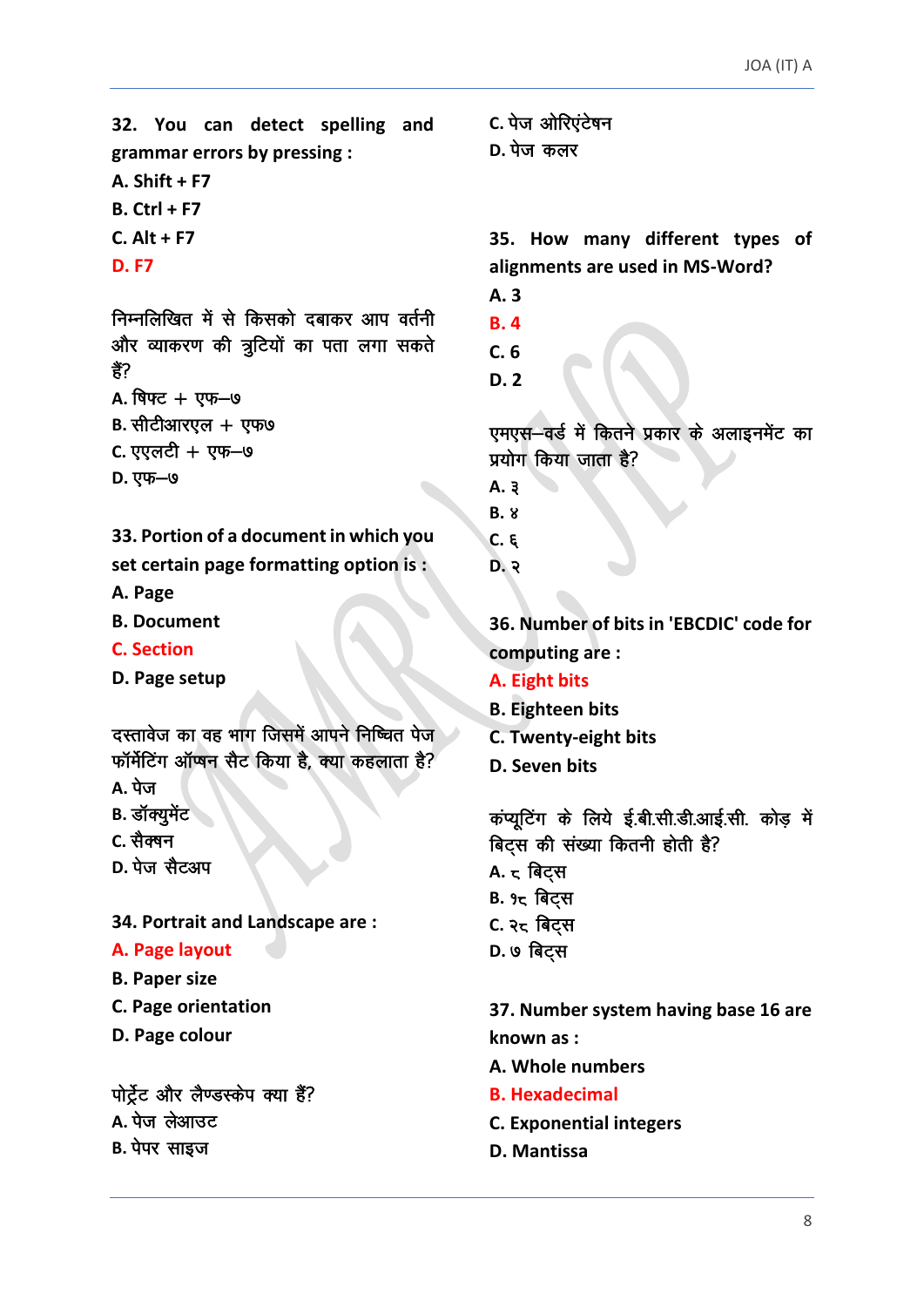**32. You can detect spelling and grammar errors by pressing :**

**A. Shift + F7**

**B. Ctrl + F7**

**C. Alt + F7**

**D. F7**

निम्नलिखित में से किसको दबाकर आप वर्तनी और व्याकरण की त्रुटियों का पता लगा सकते हैं?

A. षिफ्ट + एफ–७

B. सीटीआरएल + एफ७

C. एएलटी + एफ–७

D. एफ–७

**33. Portion of a document in which you set certain page formatting option is :**

**A. Page**

**B. Document**

**C. Section**

**D. Page setup**

दस्तावेज का वह भाग जिसमें आपने निष्चित पेज फॉर्मेटिंग ऑप्षन सैट किया है, क्या कहलाता है?

A. पेज

B. डॉक्युमेंट

C. सैक्षन

D. पेज सैटअप

**34. Portrait and Landscape are :**

**A. Page layout**

**B. Paper size**

**C. Page orientation**

**D. Page colour**

पोर्ट्रेट और लैण्डस्केप क्या हैं?

A. पेज लेआउट

B. पेपर साइज

C. पेज ओरिएंटेषन

D. पेज कलर

**35. How many different types of alignments are used in MS-Word?**

**A. 3**

**B. 4**

**C. 6**

**D. 2**

एमएस–वर्ड में कितने प्रकार के अलाइनमेंट का प्रयोग किया जाता है?

A. ३

B. ४

C. ६

D. २

**36. Number of bits in 'EBCDIC' code for computing are :**

**A. Eight bits**

**B. Eighteen bits**

**C. Twenty-eight bits**

**D. Seven bits**

कंप्यूटिंग के लिये ई.बी.सी.डी.आई.सी. कोड़ में बिट्स की संख्या कितनी होती है?

A. ८ बिट्स

B. १८ बिट्स

C. २८ बिट्स

D. ७ बिट्स

**37. Number system having base 16 are known as :**

**A. Whole numbers**

**B. Hexadecimal**

**C. Exponential integers**

**D. Mantissa**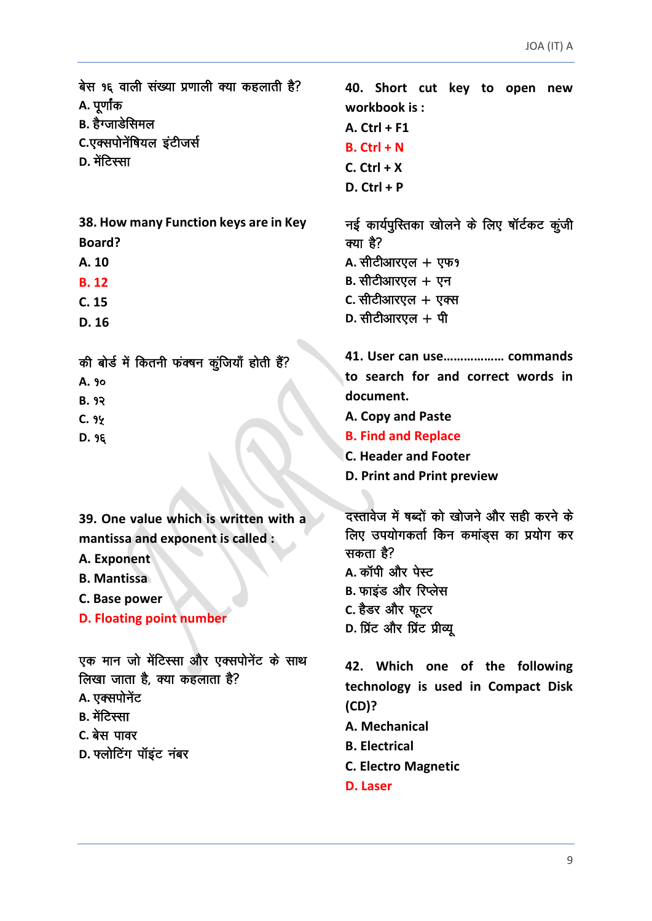बेस १६ वाली संख्या प्रणाली क्या कहलाती है?
A. पूर्णांक
B. हैग्जाडेसिमल
C.एक्सपोनेंषियल इंटीजर्स
D. मेंटिस्सा

**38. How many Function keys are in Key Board?**
**A. 10**
**B. 12**
**C. 15**
**D. 16**

की बोर्ड में कितनी फंक्षन कुंजियाँ होती हैं?
A. १०
B. १२
C. १५
D. १६

**39. One value which is written with a mantissa and exponent is called :**
**A. Exponent**
**B. Mantissa**
**C. Base power**
**D. Floating point number**

एक मान जो मेंटिस्सा और एक्सपोनेंट के साथ लिखा जाता है, क्या कहलाता है?
A. एक्सपोनेंट
B. मेंटिस्सा
C. बेस पावर
D. फ्लोटिंग पॉइंट नंबर

**40. Short cut key to open new workbook is :**
**A. Ctrl + F1**
**B. Ctrl + N**
**C. Ctrl + X**
**D. Ctrl + P**

नई कार्यपुस्तिका खोलने के लिए षॉर्टकट कुंजी क्या है?
A. सीटीआरएल + एफ१
B. सीटीआरएल + एन
C. सीटीआरएल + एक्स
D. सीटीआरएल + पी

**41. User can use……………… commands to search for and correct words in document.**
**A. Copy and Paste**
**B. Find and Replace**
**C. Header and Footer**
**D. Print and Print preview**

दस्तावेज में षब्दों को खोजने और सही करने के लिए उपयोगकर्ता किन कमांड्स का प्रयोग कर सकता है?
A. कॉपी और पेस्ट
B. फाइंड और रिप्लेस
C. हैडर और फूटर
D. प्रिंट और प्रिंट प्रीव्यू

**42. Which one of the following technology is used in Compact Disk (CD)?**
**A. Mechanical**
**B. Electrical**
**C. Electro Magnetic**
**D. Laser**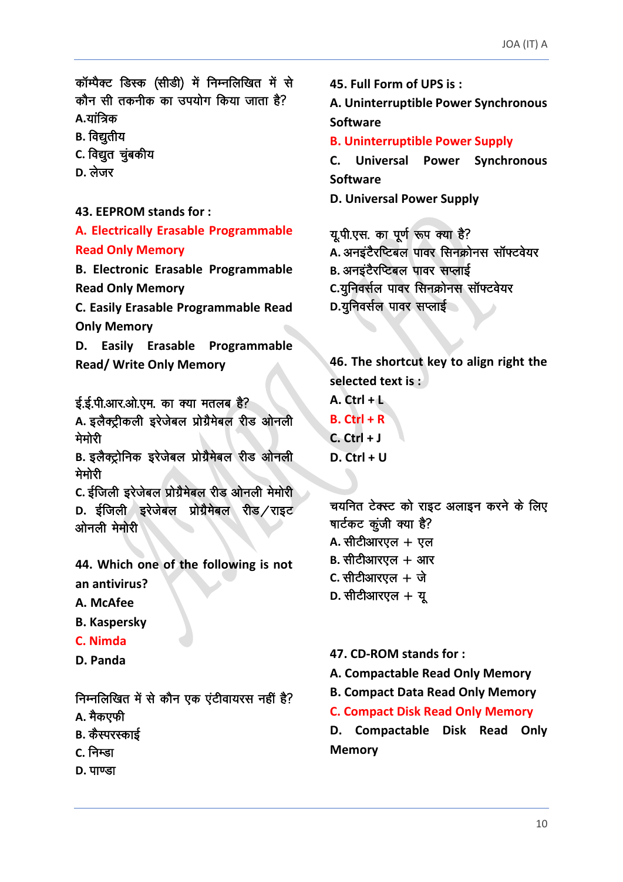कॉम्पैक्ट डिस्क (सीडी) में निम्नलिखित में से कौन सी तकनीक का उपयोग किया जाता है?

A.यांत्रिक

B. विद्युतीय

C. विद्युत चुंबकीय

D. लेजर

**43. EEPROM stands for :**

**A. Electrically Erasable Programmable Read Only Memory**

**B. Electronic Erasable Programmable Read Only Memory**

**C. Easily Erasable Programmable Read Only Memory**

**D. Easily Erasable Programmable Read/ Write Only Memory**

ई.ई.पी.आर.ओ.एम. का क्या मतलब है?

A. इलैक्ट्रीकली इरेजेबल प्रोग्रैमेबल रीड ओनली मेमोरी

B. इलैक्ट्रोनिक इरेजेबल प्रोग्रैमेबल रीड ओनली मेमोरी

C. ईजिली इरेजेबल प्रोग्रैमेबल रीड ओनली मेमोरी

D. ईजिली इरेजेबल प्रोग्रैमेबल रीड/राइट ओनली मेमोरी

**44. Which one of the following is not an antivirus?**

**A. McAfee**

**B. Kaspersky**

**C. Nimda**

**D. Panda**

निम्नलिखित में से कौन एक एंटीवायरस नहीं है?

A. मैकएफी

B. कैस्परस्काई

C. निम्डा

D. पाण्डा

**45. Full Form of UPS is :**

**A. Uninterruptible Power Synchronous Software**

**B. Uninterruptible Power Supply**

**C. Universal Power Synchronous Software**

**D. Universal Power Supply**

यू.पी.एस. का पूर्ण रूप क्या है?

A. अनइंटैरप्टिबल पावर सिनक्रोनस सॉफ्टवेयर

B. अनइंटैरप्टिबल पावर सप्लाई

C.युनिवर्सल पावर सिनक्रोनस सॉफ्टवेयर

D.युनिवर्सल पावर सप्लाई

**46. The shortcut key to align right the selected text is :**

**A. Ctrl + L**

**B. Ctrl + R**

**C. Ctrl + J**

**D. Ctrl + U**

चयनित टेक्स्ट को राइट अलाइन करने के लिए षार्टकट कुंजी क्या है?

A. सीटीआरएल + एल

B. सीटीआरएल + आर

C. सीटीआरएल + जे

D. सीटीआरएल + यू

**47. CD-ROM stands for :**

**A. Compactable Read Only Memory**

**B. Compact Data Read Only Memory**

**C. Compact Disk Read Only Memory**

**D. Compactable Disk Read Only Memory**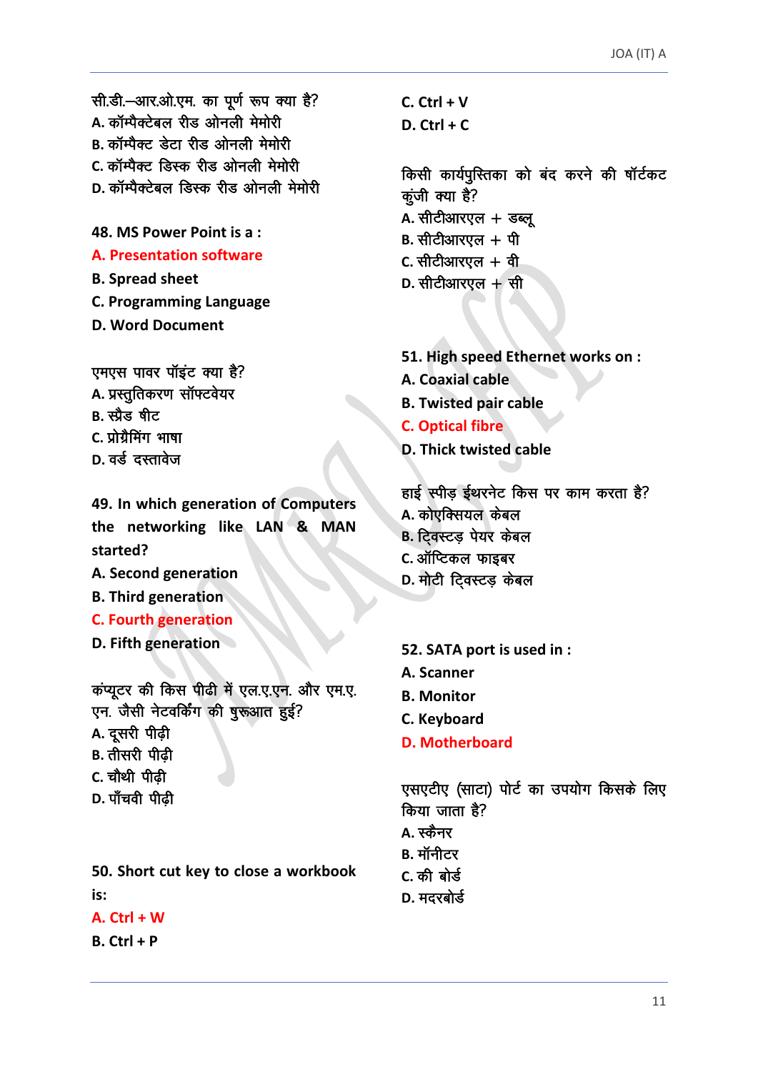सी.डी.–आर.ओ.एम. का पूर्ण रूप क्या है?

A. कॉम्पैक्टेबल रीड ओनली मेमोरी

B. कॉम्पैक्ट डेटा रीड ओनली मेमोरी

C. कॉम्पैक्ट डिस्क रीड ओनली मेमोरी

D. कॉम्पैक्टेबल डिस्क रीड ओनली मेमोरी

**48. MS Power Point is a :**

**A. Presentation software**

**B. Spread sheet**

**C. Programming Language**

**D. Word Document**

एमएस पावर पॉइंट क्या है?

A. प्रस्तुतिकरण सॉफ्टवेयर

B. स्प्रैड षीट

C. प्रोग्रैमिंग भाषा

D. वर्ड दस्तावेज

**49. In which generation of Computers the networking like LAN & MAN started?**

**A. Second generation**

**B. Third generation**

**C. Fourth generation**

**D. Fifth generation**

कंप्यूटर की किस पीढी में एल.ए.एन. और एम.ए.एन. जैसी नेटवर्किंग की षुरूआत हुई?

A. दूसरी पीढ़ी

B. तीसरी पीढ़ी

C. चौथी पीढ़ी

D. पाँचवी पीढ़ी

**50. Short cut key to close a workbook is:**

**A. Ctrl + W**

**B. Ctrl + P**

**C. Ctrl + V**

**D. Ctrl + C**

किसी कार्यपुस्तिका को बंद करने की षॉर्टकट कुंजी क्या है?

A. सीटीआरएल + डब्लू

B. सीटीआरएल + पी

C. सीटीआरएल + वी

D. सीटीआरएल + सी

**51. High speed Ethernet works on :**

**A. Coaxial cable**

**B. Twisted pair cable**

**C. Optical fibre**

**D. Thick twisted cable**

हाई स्पीड़ ईथरनेट किस पर काम करता है?

A. कोएक्सियल केबल

B. ट्विस्टड़ पेयर केबल

C. ऑप्टिकल फाइबर

D. मोटी ट्विस्टड़ केबल

**52. SATA port is used in :**

**A. Scanner**

**B. Monitor**

**C. Keyboard**

**D. Motherboard**

एसएटीए (साटा) पोर्ट का उपयोग किसके लिए किया जाता है?

A. स्कैनर

B. मॉनीटर

C. की बोर्ड

D. मदरबोर्ड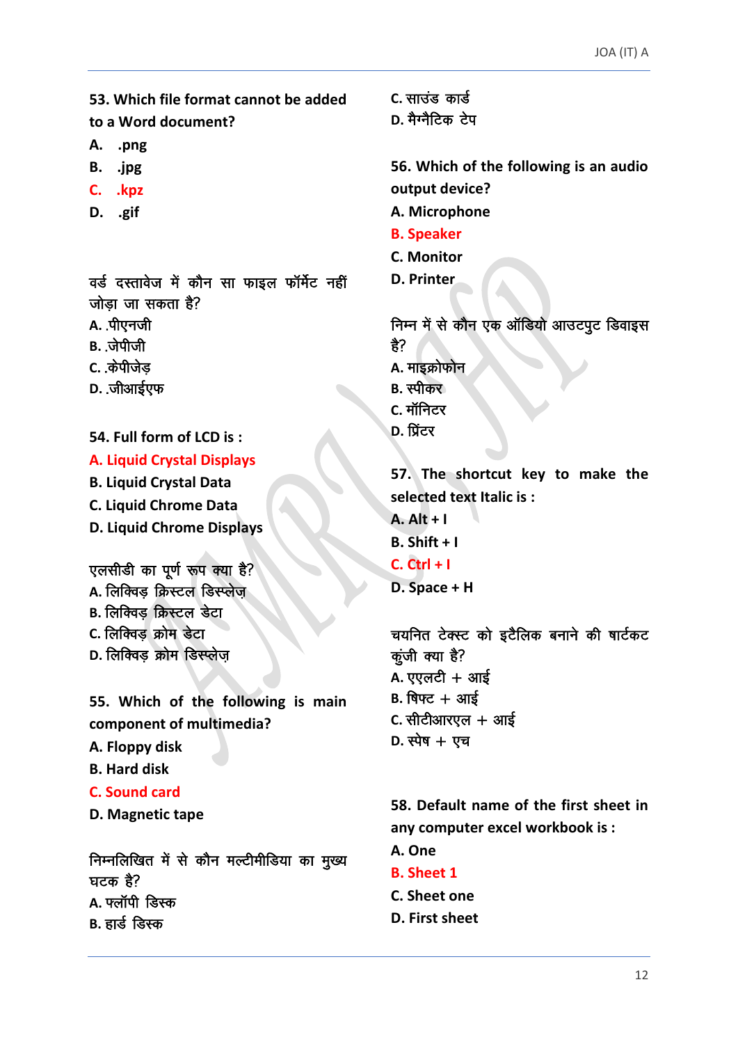**53. Which file format cannot be added to a Word document?**

A. .png

B. .jpg

C. .kpz

D. .gif

वर्ड दस्तावेज में कौन सा फाइल फॉर्मेट नहीं जोड़ा जा सकता है?

A. .पीएनजी

B. .जेपीजी

C. .केपीजेड़

D. .जीआईएफ

**54. Full form of LCD is :**

A. Liquid Crystal Displays

B. Liquid Crystal Data

C. Liquid Chrome Data

D. Liquid Chrome Displays

एलसीडी का पूर्ण रूप क्या है?

A. लिक्विड़ क्रिस्टल डिस्प्लेज़

B. लिक्विड़ क्रिस्टल डेटा

C. लिक्विड़ क्रोम डेटा

D. लिक्विड़ क्रोम डिस्प्लेज़

**55. Which of the following is main component of multimedia?**

A. Floppy disk

B. Hard disk

C. Sound card

D. Magnetic tape

निम्नलिखित में से कौन मल्टीमीडिया का मुख्य घटक है?

A. फ्लॉपी डिस्क

B. हार्ड डिस्क

C. साउंड कार्ड

D. मैग्नैटिक टेप

**56. Which of the following is an audio output device?**

A. Microphone

B. Speaker

C. Monitor

D. Printer

निम्न में से कौन एक ऑडियो आउटपुट डिवाइस है?

A. माइक्रोफोन

B. स्पीकर

C. मॉनिटर

D. प्रिंटर

**57. The shortcut key to make the selected text Italic is :**

A. Alt + I

B. Shift + I

C. Ctrl + I

D. Space + H

चयनित टेक्स्ट को इटैलिक बनाने की षार्टकट कुंजी क्या है?

A. एएलटी + आई

B. षिफ्ट + आई

C. सीटीआरएल + आई

D. स्पेष + एच

**58. Default name of the first sheet in any computer excel workbook is :**

A. One

B. Sheet 1

C. Sheet one

D. First sheet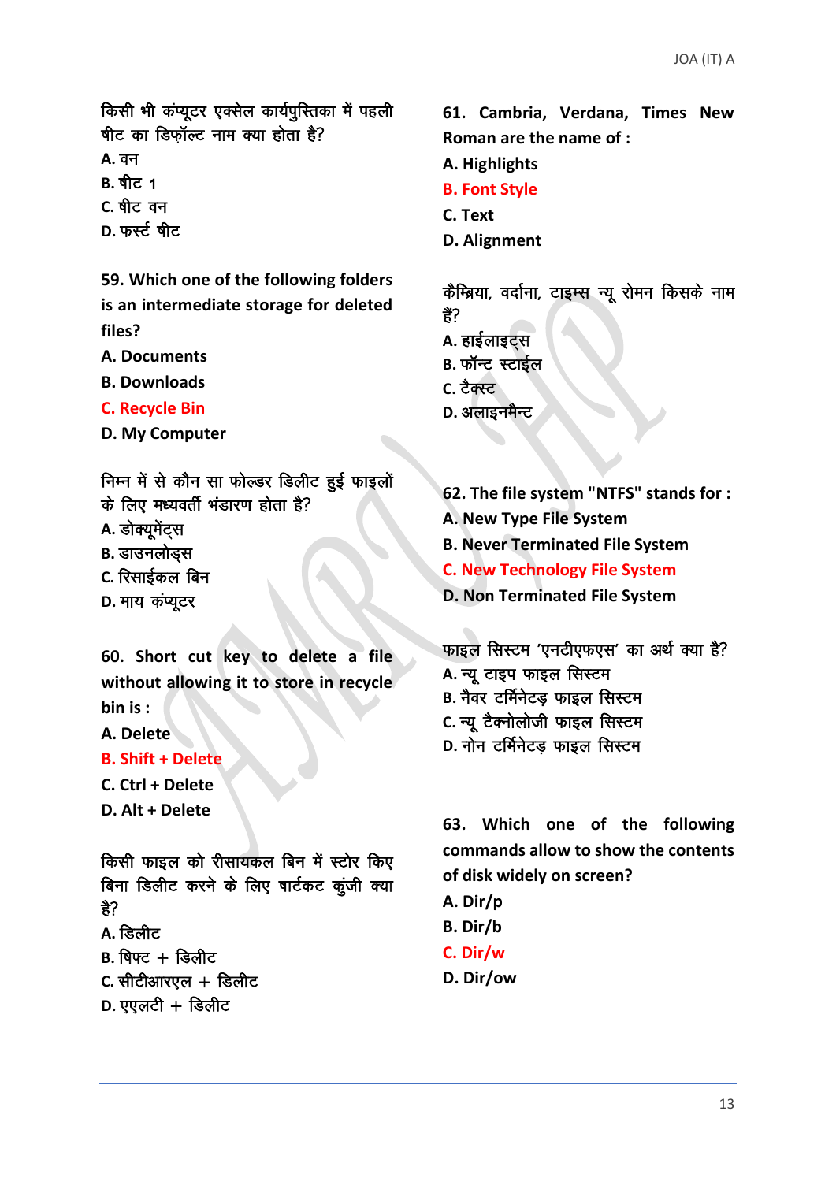किसी भी कंप्यूटर एक्सेल कार्यपुस्तिका में पहली षीट का डिफ़ॉल्ट नाम क्या होता है?

A. वन

B. षीट 1

C. षीट वन

D. फर्स्ट षीट

**59. Which one of the following folders is an intermediate storage for deleted files?**

**A. Documents**

**B. Downloads**

**C. Recycle Bin**

**D. My Computer**

निम्न में से कौन सा फोल्डर डिलीट हुई फाइलों के लिए मध्यवर्ती भंडारण होता है?

A. डोक्यूमेंट्स

B. डाउनलोड्स

C. रिसाईकल बिन

D. माय कंप्यूटर

**60. Short cut key to delete a file without allowing it to store in recycle bin is :**

**A. Delete**

**B. Shift + Delete**

**C. Ctrl + Delete**

**D. Alt + Delete**

किसी फाइल को रीसायकल बिन में स्टोर किए बिना डिलीट करने के लिए षार्टकट कुंजी क्या है?

A. डिलीट

B. षिफ्ट + डिलीट

C. सीटीआरएल + डिलीट

D. एएलटी + डिलीट

**61. Cambria, Verdana, Times New Roman are the name of :**

**A. Highlights**

**B. Font Style**

**C. Text**

**D. Alignment**

कैम्ब्रिया, वर्दाना, टाइम्स न्यू रोमन किसके नाम हैं?

A. हाईलाइट्स

B. फॉन्ट स्टाईल

C. टैक्स्ट

D. अलाइनमैन्ट

**62. The file system "NTFS" stands for :**

**A. New Type File System**

**B. Never Terminated File System**

**C. New Technology File System**

**D. Non Terminated File System**

फाइल सिस्टम 'एनटीएफएस' का अर्थ क्या है?

A. न्यू टाइप फाइल सिस्टम

B. नैवर टर्मिनेटड़ फाइल सिस्टम

C. न्यू टैक्नोलोजी फाइल सिस्टम

D. नोन टर्मिनेटड़ फाइल सिस्टम

**63. Which one of the following commands allow to show the contents of disk widely on screen?**

**A. Dir/p**

**B. Dir/b**

**C. Dir/w**

**D. Dir/ow**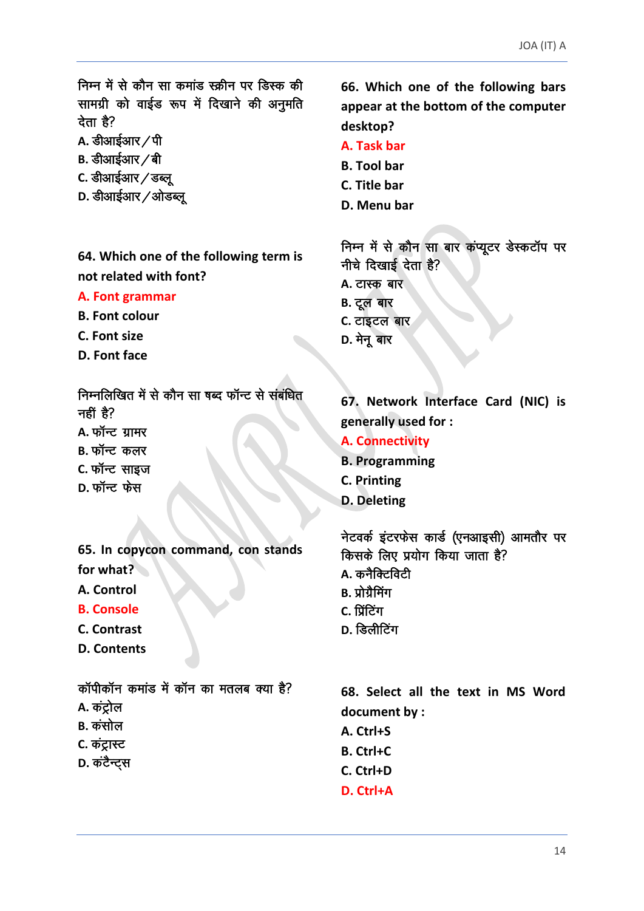निम्न में से कौन सा कमांड स्क्रीन पर डिस्क की सामग्री को वाईड रूप में दिखाने की अनुमति देता है?

A. डीआईआर/पी

B. डीआईआर/बी

C. डीआईआर/डब्लू

D. डीआईआर/ओडब्लू

**64. Which one of the following term is not related with font?**

**A. Font grammar**

**B. Font colour**

**C. Font size**

**D. Font face**

निम्नलिखित में से कौन सा षब्द फॉन्ट से संबंधित नहीं है?

A. फॉन्ट ग्रामर

B. फॉन्ट कलर

C. फॉन्ट साइज

D. फॉन्ट फेस

**65. In copycon command, con stands for what?**

**A. Control**

**B. Console**

**C. Contrast**

**D. Contents**

कॉपीकॉन कमांड में कॉन का मतलब क्या है?

A. कंट्रोल

B. कंसोल

C. कंट्रास्ट

D. कंटैन्ट्स

**66. Which one of the following bars appear at the bottom of the computer desktop?**

**A. Task bar**

**B. Tool bar**

**C. Title bar**

**D. Menu bar**

निम्न में से कौन सा बार कंप्यूटर डेस्कटॉप पर नीचे दिखाई देता है?

A. टास्क बार

B. टूल बार

C. टाइटल बार

D. मेनू बार

**67. Network Interface Card (NIC) is generally used for :**

**A. Connectivity**

**B. Programming**

**C. Printing**

**D. Deleting**

नेटवर्क इंटरफेस कार्ड (एनआइसी) आमतौर पर किसके लिए प्रयोग किया जाता है?

A. कनैक्टिविटी

B. प्रोग्रैमिंग

C. प्रिंटिंग

D. डिलीटिंग

**68. Select all the text in MS Word document by :**

**A. Ctrl+S**

**B. Ctrl+C**

**C. Ctrl+D**

**D. Ctrl+A**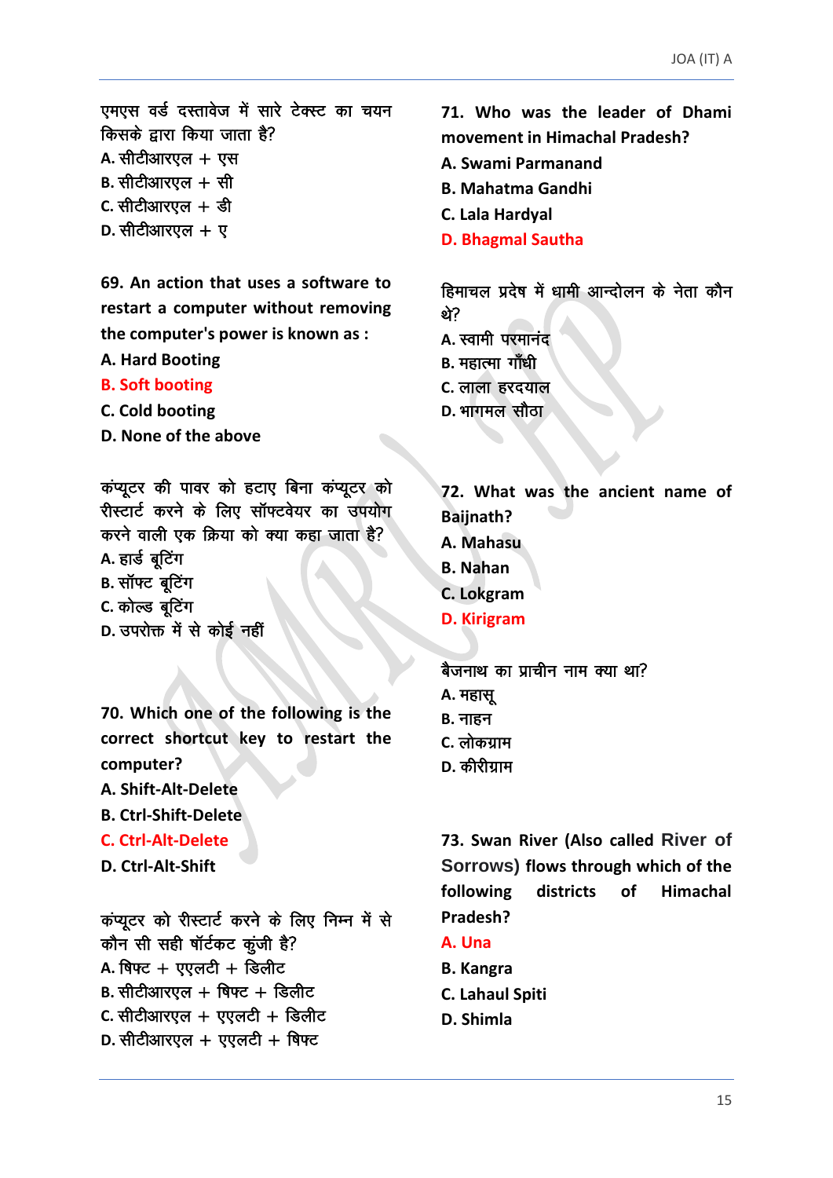एमएस वर्ड दस्तावेज में सारे टेक्स्ट का चयन किसके द्वारा किया जाता है?

A. सीटीआरएल + एस
B. सीटीआरएल + सी
C. सीटीआरएल + डी
D. सीटीआरएल + ए

**69. An action that uses a software to restart a computer without removing the computer's power is known as :**

**A. Hard Booting**
**B. Soft booting**
**C. Cold booting**
**D. None of the above**

कंप्यूटर की पावर को हटाए बिना कंप्यूटर को रीस्टार्ट करने के लिए सॉफ्टवेयर का उपयोग करने वाली एक क्रिया को क्या कहा जाता है?

A. हार्ड बूटिंग
B. सॉफ्ट बूटिंग
C. कोल्ड बूटिंग
D. उपरोक्त में से कोई नहीं

**70. Which one of the following is the correct shortcut key to restart the computer?**

**A. Shift-Alt-Delete**
**B. Ctrl-Shift-Delete**
**C. Ctrl-Alt-Delete**
**D. Ctrl-Alt-Shift**

कंप्यूटर को रीस्टार्ट करने के लिए निम्न में से कौन सी सही शॉर्टकट कुंजी है?

A. षिफ्ट + एएलटी + डिलीट
B. सीटीआरएल + षिफ्ट + डिलीट
C. सीटीआरएल + एएलटी + डिलीट
D. सीटीआरएल + एएलटी + षिफ्ट

**71. Who was the leader of Dhami movement in Himachal Pradesh?**

**A. Swami Parmanand**
**B. Mahatma Gandhi**
**C. Lala Hardyal**
**D. Bhagmal Sautha**

हिमाचल प्रदेष में धामी आन्दोलन के नेता कौन थे?

A. स्वामी परमानंद
B. महात्मा गाँधी
C. लाला हरदयाल
D. भागमल सौठा

**72. What was the ancient name of Baijnath?**

**A. Mahasu**
**B. Nahan**
**C. Lokgram**
**D. Kirigram**

बैजनाथ का प्राचीन नाम क्या था?

A. महासू
B. नाहन
C. लोकग्राम
D. कीरीग्राम

**73. Swan River (Also called River of Sorrows) flows through which of the following districts of Himachal Pradesh?**

**A. Una**
**B. Kangra**
**C. Lahaul Spiti**
**D. Shimla**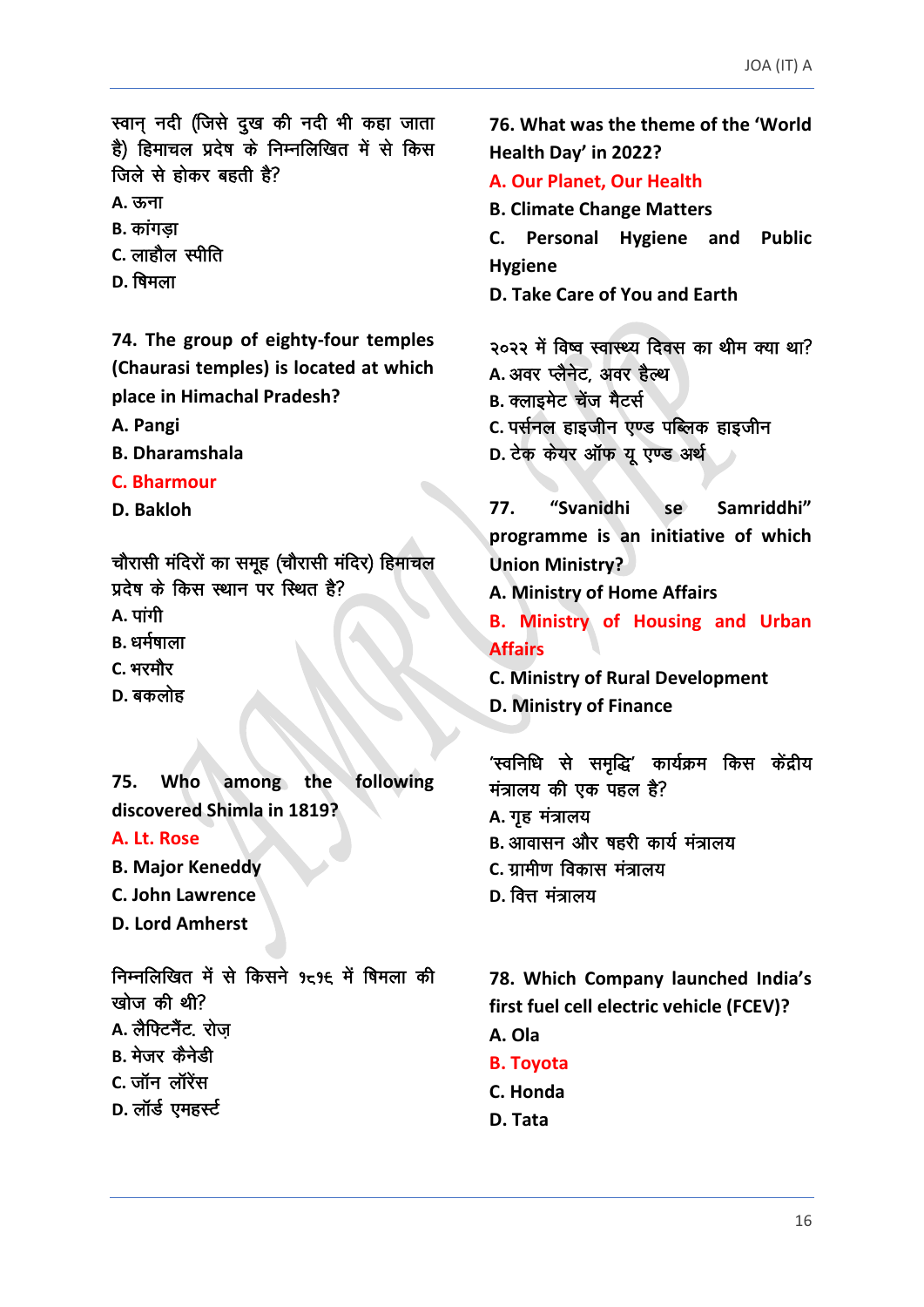स्वान् नदी (जिसे दुख की नदी भी कहा जाता है) हिमाचल प्रदेश के निम्नलिखित में से किस जिले से होकर बहती है?

A. ऊना

B. कांगड़ा

C. लाहौल स्पीति

D. षिमला

**74. The group of eighty-four temples (Chaurasi temples) is located at which place in Himachal Pradesh?**

A. Pangi

B. Dharamshala

**C. Bharmour**

D. Bakloh

चौरासी मंदिरों का समूह (चौरासी मंदिर) हिमाचल प्रदेश के किस स्थान पर स्थित है?

A. पांगी

B. धर्मषाला

C. भरमौर

D. बकलोह

**75. Who among the following discovered Shimla in 1819?**

**A. Lt. Rose**

B. Major Keneddy

C. John Lawrence

D. Lord Amherst

निम्नलिखित में से किसने १८१९ में षिमला की खोज की थी?

A. लैफ्टिनैंट. रोज़

B. मेजर कैनेडी

C. जॉन लॉरेंस

D. लॉर्ड एमहर्स्ट

**76. What was the theme of the 'World Health Day' in 2022?**

**A. Our Planet, Our Health**

B. Climate Change Matters

C. Personal Hygiene and Public Hygiene

D. Take Care of You and Earth

२०२२ में विष्व स्वास्थ्य दिवस का थीम क्या था?

A. अवर प्लैनेट, अवर हैल्थ

B. क्लाइमेट चेंज मैटर्स

C. पर्सनल हाइजीन एण्ड पब्लिक हाइजीन

D. टेक केयर ऑफ यू एण्ड अर्थ

**77. "Svanidhi se Samriddhi" programme is an initiative of which Union Ministry?**

A. Ministry of Home Affairs

**B. Ministry of Housing and Urban Affairs**

C. Ministry of Rural Development

D. Ministry of Finance

'स्वनिधि से समृद्धि' कार्यक्रम किस केंद्रीय मंत्रालय की एक पहल है?

A. गृह मंत्रालय

B. आवासन और षहरी कार्य मंत्रालय

C. ग्रामीण विकास मंत्रालय

D. वित्त मंत्रालय

**78. Which Company launched India's first fuel cell electric vehicle (FCEV)?**

A. Ola

**B. Toyota**

C. Honda

D. Tata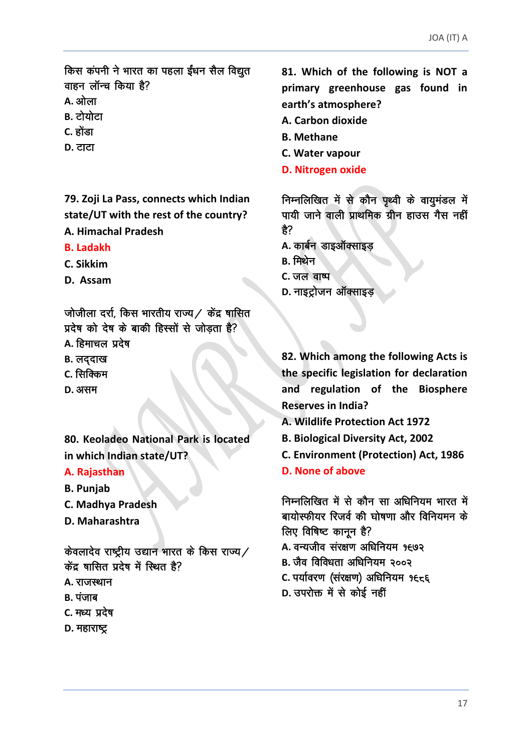किस कंपनी ने भारत का पहला ईंधन सैल विद्युत वाहन लॉन्च किया है?

A. ओला

B. टोयोटा

C. होंडा

D. टाटा

**79. Zoji La Pass, connects which Indian state/UT with the rest of the country?**

**A. Himachal Pradesh**

**B. Ladakh**

**C. Sikkim**

**D. Assam**

जोजीला दर्रा, किस भारतीय राज्य/ केंद्र षासित प्रदेष को देष के बाकी हिस्सों से जोड़ता है?

A. हिमाचल प्रदेष

B. लद्दाख

C. सिक्किम

D. असम

**80. Keoladeo National Park is located in which Indian state/UT?**

**A. Rajasthan**

**B. Punjab**

**C. Madhya Pradesh**

**D. Maharashtra**

केवलादेव राष्ट्रीय उद्यान भारत के किस राज्य/ केंद्र षासित प्रदेष में स्थित है?

A. राजस्थान

B. पंजाब

C. मध्य प्रदेष

D. महाराष्ट्र

**81. Which of the following is NOT a primary greenhouse gas found in earth's atmosphere?**

**A. Carbon dioxide**

**B. Methane**

**C. Water vapour**

**D. Nitrogen oxide**

निम्नलिखित में से कौन पृथ्वी के वायुमंडल में पायी जाने वाली प्राथमिक ग्रीन हाउस गैस नहीं है?

A. कार्बन डाइऑक्साइड़

B. मिथेन

C. जल वाष्प

D. नाइट्रोजन ऑक्साइड़

**82. Which among the following Acts is the specific legislation for declaration and regulation of the Biosphere Reserves in India?**

**A. Wildlife Protection Act 1972**

**B. Biological Diversity Act, 2002**

**C. Environment (Protection) Act, 1986**

**D. None of above**

निम्नलिखित में से कौन सा अधिनियम भारत में बायोस्फीयर रिजर्व की घोषणा और विनियमन के लिए विषिष्ट कानून है?

A. वन्यजीव संरक्षण अधिनियम १९७२

B. जैव विविधता अधिनियम २००२

C. पर्यावरण (संरक्षण) अधिनियम १९८६

D. उपरोक्त में से कोई नहीं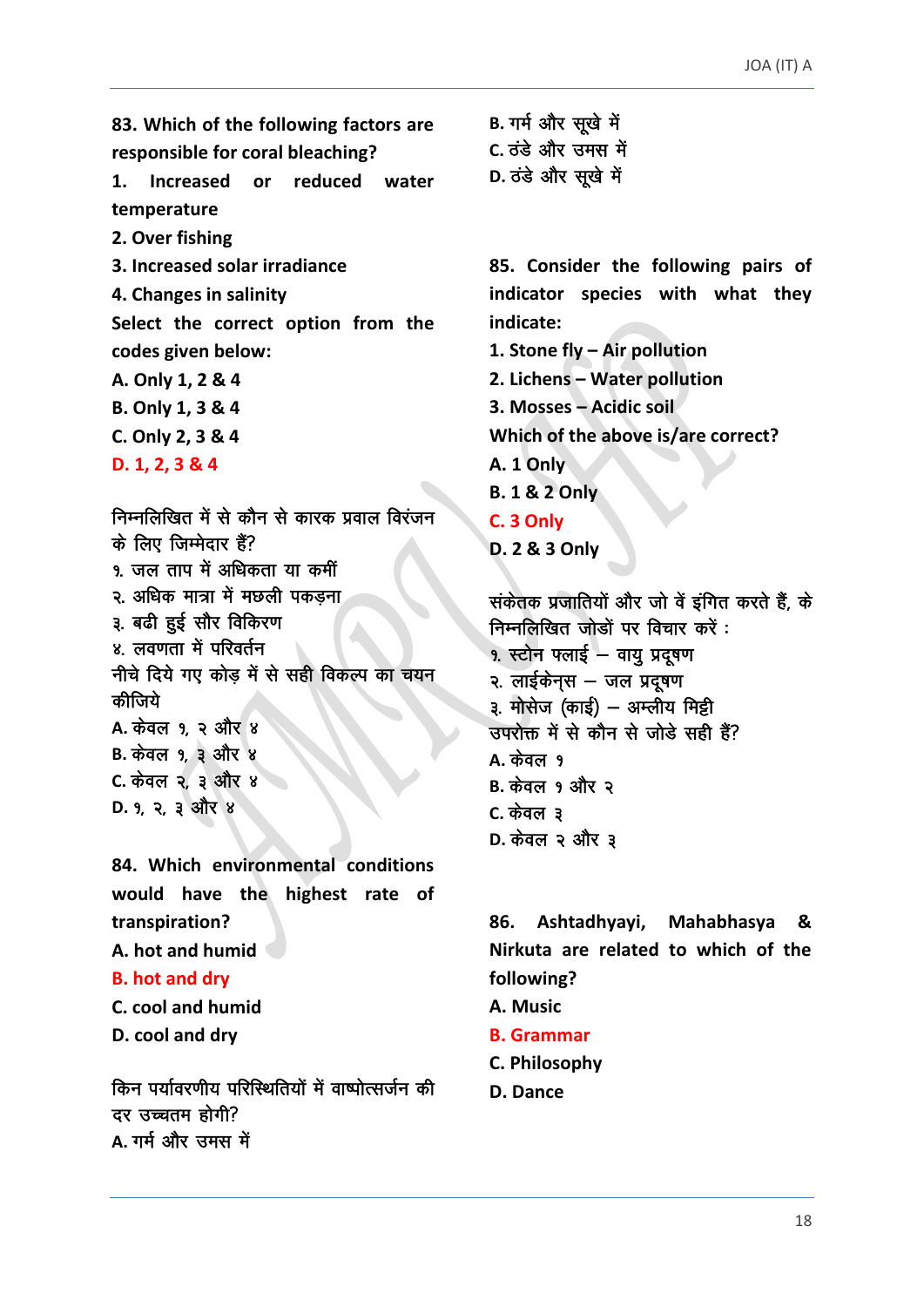**83. Which of the following factors are responsible for coral bleaching?**

**1. Increased or reduced water temperature**

**2. Over fishing**

**3. Increased solar irradiance**

**4. Changes in salinity**

**Select the correct option from the codes given below:**

**A. Only 1, 2 & 4**

**B. Only 1, 3 & 4**

**C. Only 2, 3 & 4**

**D. 1, 2, 3 & 4**

**निम्नलिखित में से कौन से कारक प्रवाल विरंजन के लिए जिम्मेदार हैं?**

**१. जल ताप में अधिकता या कमीं**

**२. अधिक मात्रा में मछली पकड़ना**

**३. बढी हुई सौर विकिरण**

**४. लवणता में परिवर्तन**

**नीचे दिये गए कोड़ में से सही विकल्प का चयन कीजिये**

**A. केवल १, २ और ४**

**B. केवल १, ३ और ४**

**C. केवल २, ३ और ४**

**D. १, २, ३ और ४**

**84. Which environmental conditions would have the highest rate of transpiration?**

**A. hot and humid**

**B. hot and dry**

**C. cool and humid**

**D. cool and dry**

**किन पर्यावरणीय परिस्थितियों में वाष्पोत्सर्जन की दर उच्चतम होगी?**

**A. गर्म और उमस में**

**B. गर्म और सूखे में**

**C. ठंडे और उमस में**

**D. ठंडे और सूखे में**

**85. Consider the following pairs of indicator species with what they indicate:**

**1. Stone fly – Air pollution**

**2. Lichens – Water pollution**

**3. Mosses – Acidic soil**

**Which of the above is/are correct?**

**A. 1 Only**

**B. 1 & 2 Only**

**C. 3 Only**

**D. 2 & 3 Only**

**संकेतक प्रजातियों और जो वें इंगित करते हैं, के निम्नलिखित जोडों पर विचार करें :**

**१. स्टोन फ्लाई – वायु प्रदूषण**

**२. लाईकेन्स – जल प्रदूषण**

**३. मोसेज (काई) – अम्लीय मिट्टी**

**उपरोक्त में से कौन से जोडे सही हैं?**

**A. केवल १**

**B. केवल १ और २**

**C. केवल ३**

**D. केवल २ और ३**

**86. Ashtadhyayi, Mahabhasya & Nirkuta are related to which of the following?**

**A. Music**

**B. Grammar**

**C. Philosophy**

**D. Dance**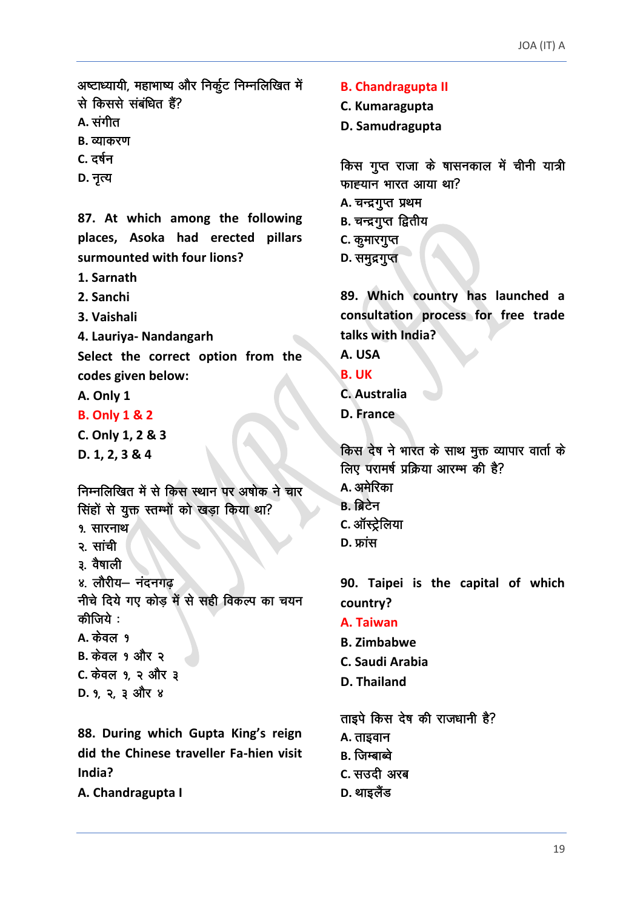अष्टाध्यायी, महाभाष्य और निर्कुट निम्नलिखित में से किससे संबंधित हैं?

A. संगीत

B. व्याकरण

C. दर्षन

D. नृत्य

**87. At which among the following places, Asoka had erected pillars surmounted with four lions?**

**1. Sarnath**

**2. Sanchi**

**3. Vaishali**

**4. Lauriya- Nandangarh**

**Select the correct option from the codes given below:**

**A. Only 1**

**B. Only 1 & 2**

**C. Only 1, 2 & 3**

**D. 1, 2, 3 & 4**

निम्नलिखित में से किस स्थान पर अषोक ने चार सिंहों से युक्त स्तम्भों को खड़ा किया था?

१. सारनाथ

२. सांची

३. वैषाली

४. लौरीय– नंदनगढ़

नीचे दिये गए कोड़ में से सही विकल्प का चयन कीजिये :

A. केवल १

B. केवल १ और २

C. केवल १, २ और ३

D. १, २, ३ और ४

**88. During which Gupta King's reign did the Chinese traveller Fa-hien visit India?**

**A. Chandragupta I**

**B. Chandragupta II**

**C. Kumaragupta**

**D. Samudragupta**

किस गुप्त राजा के षासनकाल में चीनी यात्री फाह्यान भारत आया था?

A. चन्द्रगुप्त प्रथम

B. चन्द्रगुप्त द्वितीय

C. कुमारगुप्त

D. समुद्रगुप्त

**89. Which country has launched a consultation process for free trade talks with India?**

**A. USA**

**B. UK**

**C. Australia**

**D. France**

किस देष ने भारत के साथ मुक्त व्यापार वार्ता के लिए परामर्ष प्रक्रिया आरम्भ की है?

A. अमेरिका

B. ब्रिटेन

C. ऑस्ट्रेलिया

D. फ्रांस

**90. Taipei is the capital of which country?**

**A. Taiwan**

**B. Zimbabwe**

**C. Saudi Arabia**

**D. Thailand**

ताइपे किस देष की राजधानी है?

A. ताइवान

B. जिम्बाब्वे

C. सउदी अरब

D. थाइलैंड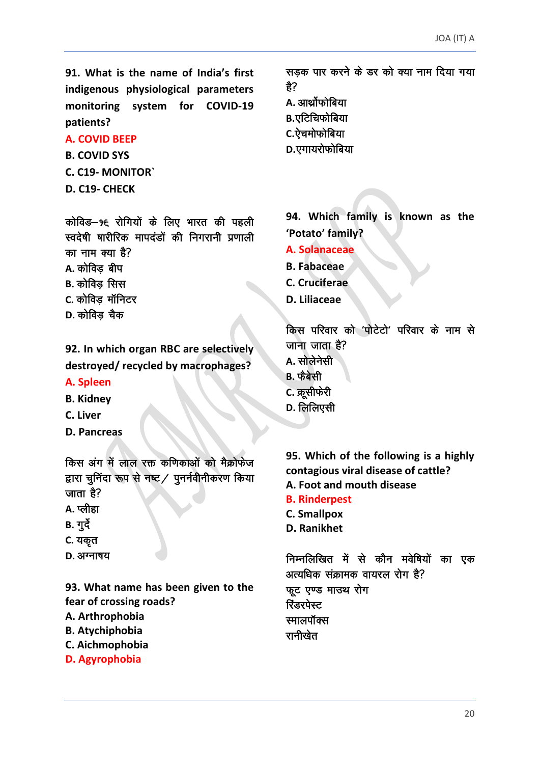**91. What is the name of India's first indigenous physiological parameters monitoring system for COVID-19 patients?**

**A. COVID BEEP**

**B. COVID SYS**

**C. C19- MONITOR`**

**D. C19- CHECK**

कोविड–१९ रोगियों के लिए भारत की पहली स्वदेशी षारीरिक मापदंडों की निगरानी प्रणाली का नाम क्या है?

A. कोविड़ बीप

B. कोविड़ सिस

C. कोविड़ मॉनिटर

D. कोविड़ चैक

**92. In which organ RBC are selectively destroyed/ recycled by macrophages?**

**A. Spleen**

**B. Kidney**

**C. Liver**

**D. Pancreas**

किस अंग में लाल रक्त कणिकाओं को मैक्रोफेज द्वारा चुनिंदा रूप से नष्ट/ पुनर्नवीनीकरण किया जाता है?

A. प्लीहा

B. गुर्दे

C. यकृत

D. अग्नाषय

**93. What name has been given to the fear of crossing roads?**

**A. Arthrophobia**

**B. Atychiphobia**

**C. Aichmophobia**

**D. Agyrophobia**

सड़क पार करने के डर को क्या नाम दिया गया है?

A. आर्थोफोबिया

B.एटिचिफोबिया

C.ऐचमोफोबिया

D.एगायरोफोबिया

**94. Which family is known as the 'Potato' family?**

**A. Solanaceae**

**B. Fabaceae**

**C. Cruciferae**

**D. Liliaceae**

किस परिवार को 'पोटेटो' परिवार के नाम से जाना जाता है?

A. सोलेनेसी

B. फैबेसी

C. क्रूसीफेरी

D. लिलिएसी

**95. Which of the following is a highly contagious viral disease of cattle?**

**A. Foot and mouth disease**

**B. Rinderpest**

**C. Smallpox**

**D. Ranikhet**

निम्नलिखित में से कौन मवेषियों का एक अत्यधिक संक्रामक वायरल रोग है?

फूट एण्ड माउथ रोग

रिंडरपेस्ट

स्मालपॉक्स

रानीखेत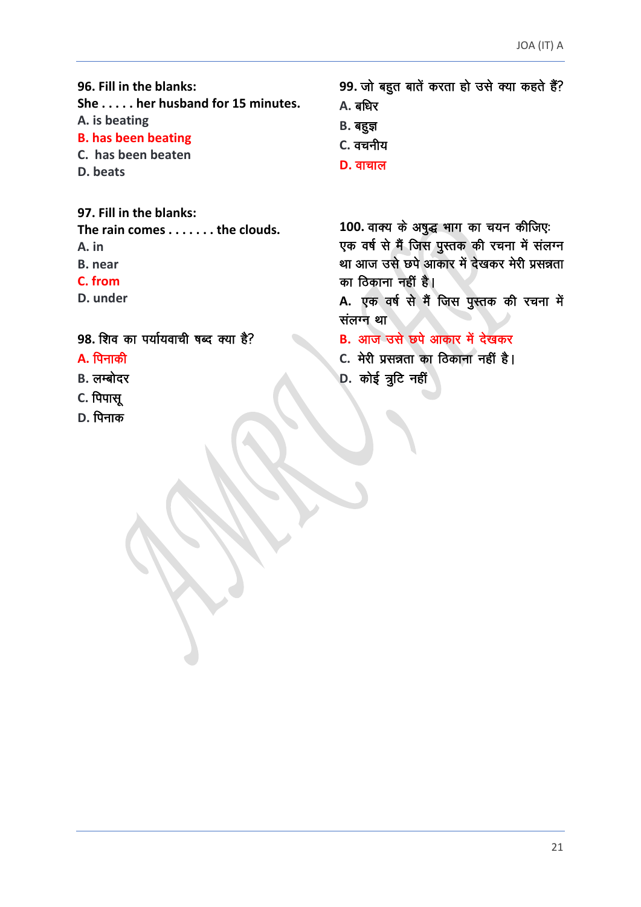**96. Fill in the blanks:**
**She . . . . . her husband for 15 minutes.**

A. is beating
B. has been beating
C. has been beaten
D. beats

**97. Fill in the blanks:**
**The rain comes . . . . . . . the clouds.**

A. in
B. near
C. from
D. under

**98. शिव का पर्यायवाची षब्द क्या है?**

A. पिनाकी
B. लम्बोदर
C. पिपासू
D. पिनाक

**99. जो बहुत बातें करता हो उसे क्या कहते हैं?**

A. बधिर
B. बहुज्ञ
C. वचनीय
D. वाचाल

**100. वाक्य के अषुद्ध भाग का चयन कीजिए:**
एक वर्ष से मैं जिस पुस्तक की रचना में संलग्न था आज उसे छपे आकार में देखकर मेरी प्रसन्नता का ठिकाना नहीं है|

A. एक वर्ष से मैं जिस पुस्तक की रचना में संलग्न था
B. आज उसे छपे आकार में देखकर
C. मेरी प्रसन्नता का ठिकाना नहीं है|
D. कोई त्रुटि नहीं